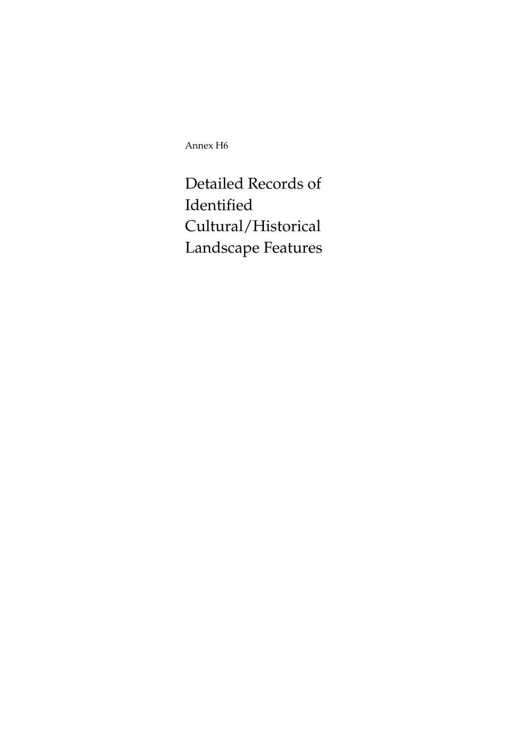Annex H6

# Detailed Records of Identified Cultural/Historical Landscape Features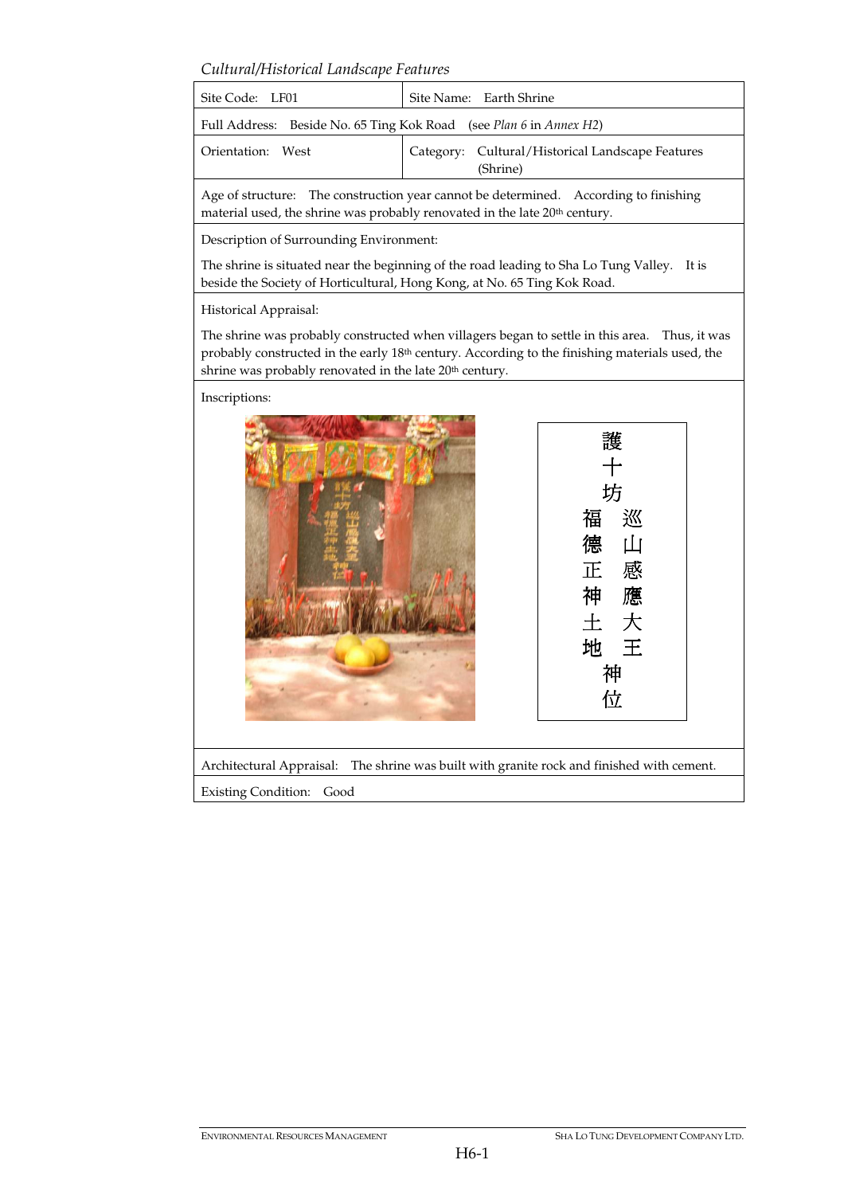*Cultural/Historical Landscape Features*

| Site Code: LF01 | Site Name: Earth Shrine |
|---|---|
| Full Address: Beside No. 65 Ting Kok Road (see *Plan 6* in *Annex H2*) | |
| Orientation: West | Category: Cultural/Historical Landscape Features (Shrine) |
| Age of structure: The construction year cannot be determined. According to finishing material used, the shrine was probably renovated in the late 20th century. | |
| Description of Surrounding Environment: The shrine is situated near the beginning of the road leading to Sha Lo Tung Valley. It is beside the Society of Horticultural, Hong Kong, at No. 65 Ting Kok Road. | |
| Historical Appraisal: The shrine was probably constructed when villagers began to settle in this area. Thus, it was probably constructed in the early 18th century. According to the finishing materials used, the shrine was probably renovated in the late 20th century. | |
| Inscriptions: 護十坊 巡山感應大王 福德正神土地 神位 | |
| Architectural Appraisal: The shrine was built with granite rock and finished with cement. | |
| Existing Condition: Good | |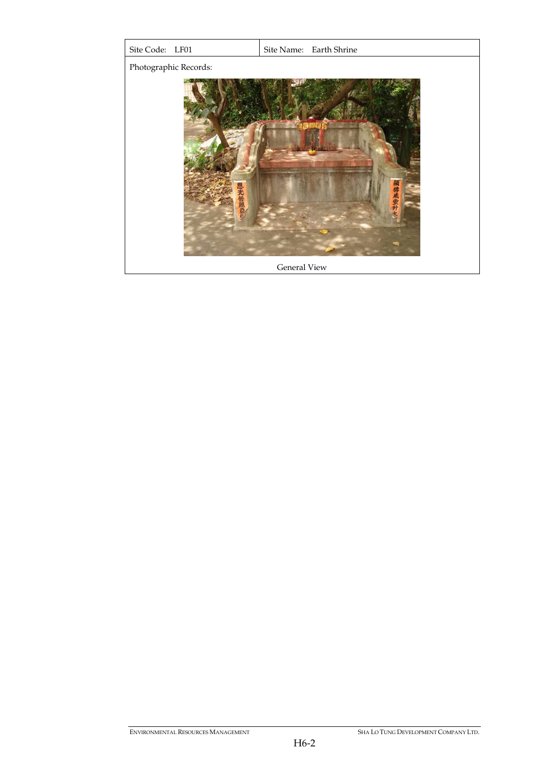| Site Code: LF01 | Site Name: Earth Shrine |
|---|---|

Photographic Records:

General View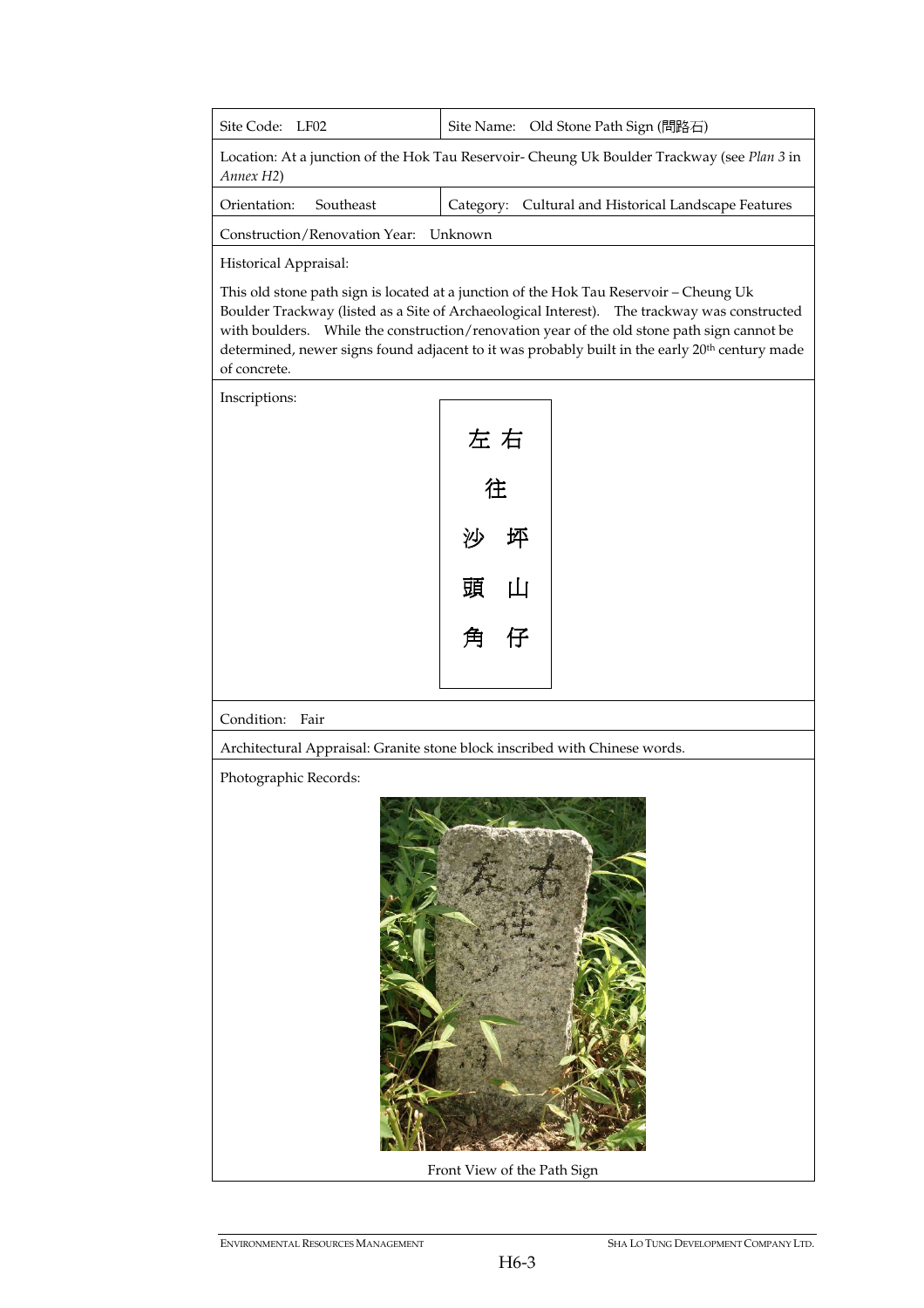| Site Code: LF02 | Site Name: Old Stone Path Sign (問路石) |
|---|---|
| Location: At a junction of the Hok Tau Reservoir- Cheung Uk Boulder Trackway (see *Plan 3* in *Annex H2*) | |
| Orientation: Southeast | Category: Cultural and Historical Landscape Features |
| Construction/Renovation Year: Unknown | |

Historical Appraisal:

This old stone path sign is located at a junction of the Hok Tau Reservoir – Cheung Uk Boulder Trackway (listed as a Site of Archaeological Interest). The trackway was constructed with boulders. While the construction/renovation year of the old stone path sign cannot be determined, newer signs found adjacent to it was probably built in the early 20th century made of concrete.

Inscriptions:

| 左 右 |
|---|
| 往 |
| 沙 坪 |
| 頭 山 |
| 角 仔 |

Condition: Fair

Architectural Appraisal: Granite stone block inscribed with Chinese words.

Photographic Records:

Front View of the Path Sign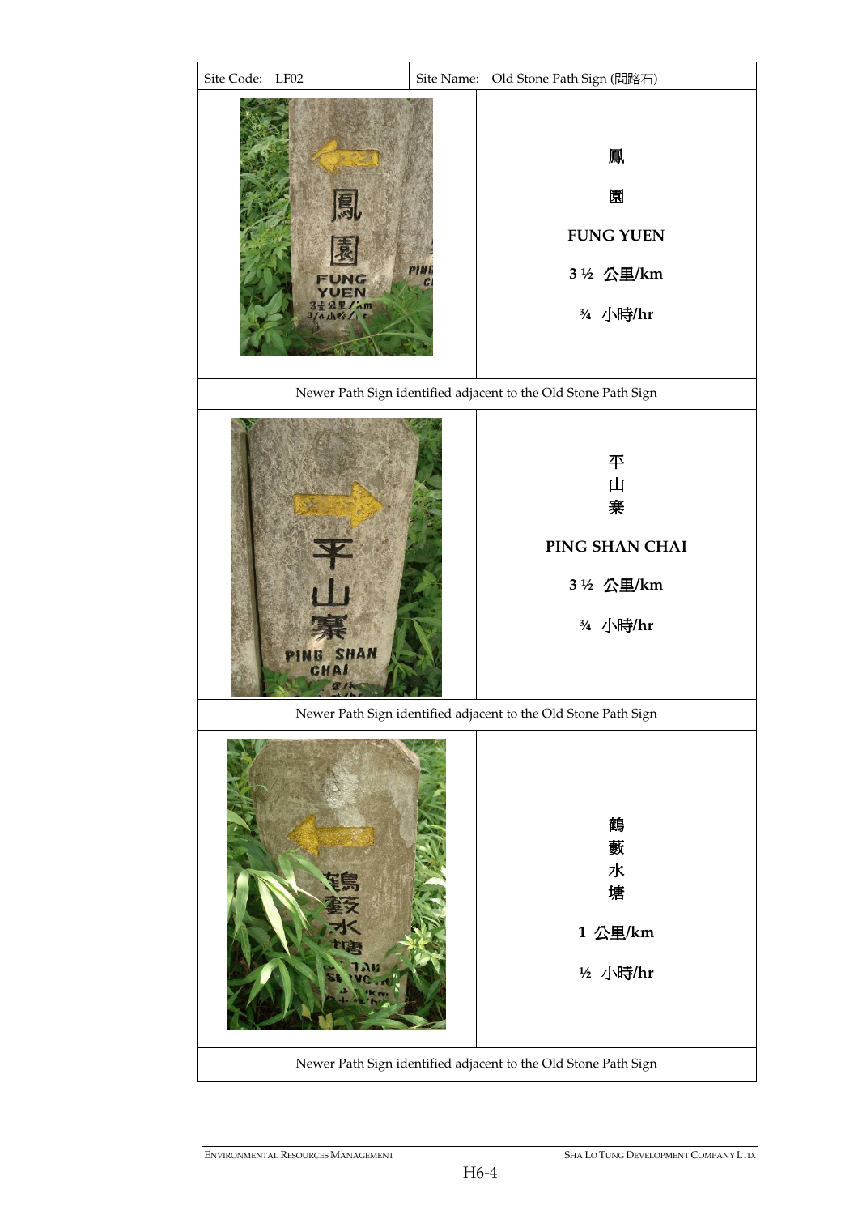| Site Code: LF02 | Site Name: Old Stone Path Sign (問路石) |
|---|---|
| | 鳳<br>園<br>FUNG YUEN<br>3 ½ 公里/km<br>¾ 小時/hr |
| Newer Path Sign identified adjacent to the Old Stone Path Sign | |
| | 平<br>山<br>寨<br>PING SHAN CHAI<br>3 ½ 公里/km<br>¾ 小時/hr |
| Newer Path Sign identified adjacent to the Old Stone Path Sign | |
| | 鶴<br>藪<br>水<br>塘<br>1 公里/km<br>½ 小時/hr |
| Newer Path Sign identified adjacent to the Old Stone Path Sign | |